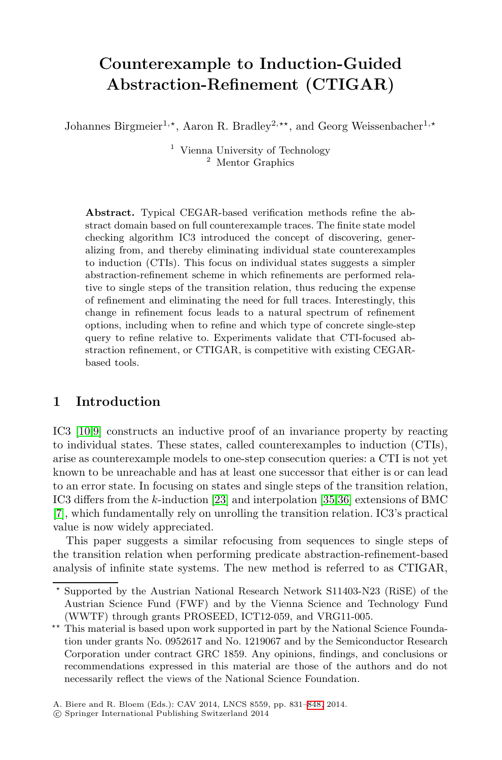# Counterexample to Induction-Guided Abstraction-Refinement (CTIGAR)

Johannes Birgmeier[1,⋆], Aaron R. Bradley[2,⋆⋆], and Georg Weissenbacher[1,⋆]

[1] Vienna University of Technology
[2] Mentor Graphics

**Abstract.** Typical CEGAR-based verification methods refine the abstract domain based on full counterexample traces. The finite state model checking algorithm IC3 introduced the concept of discovering, generalizing from, and thereby eliminating individual state counterexamples to induction (CTIs). This focus on individual states suggests a simpler abstraction-refinement scheme in which refinements are performed relative to single steps of the transition relation, thus reducing the expense of refinement and eliminating the need for full traces. Interestingly, this change in refinement focus leads to a natural spectrum of refinement options, including when to refine and which type of concrete single-step query to refine relative to. Experiments validate that CTI-focused abstraction refinement, or CTIGAR, is competitive with existing CEGAR-based tools.

## 1 Introduction

IC3 [10,9] constructs an inductive proof of an invariance property by reacting to individual states. These states, called counterexamples to induction (CTIs), arise as counterexample models to one-step consecution queries: a CTI is not yet known to be unreachable and has at least one successor that either is or can lead to an error state. In focusing on states and single steps of the transition relation, IC3 differs from the $k$-induction [23] and interpolation [35,36] extensions of BMC [7], which fundamentally rely on unrolling the transition relation. IC3's practical value is now widely appreciated.

This paper suggests a similar refocusing from sequences to single steps of the transition relation when performing predicate abstraction-refinement-based analysis of infinite state systems. The new method is referred to as CTIGAR,

---

⋆ Supported by the Austrian National Research Network S11403-N23 (RiSE) of the Austrian Science Fund (FWF) and by the Vienna Science and Technology Fund (WWTF) through grants PROSEED, ICT12-059, and VRG11-005.

⋆⋆ This material is based upon work supported in part by the National Science Foundation under grants No. 0952617 and No. 1219067 and by the Semiconductor Research Corporation under contract GRC 1859. Any opinions, findings, and conclusions or recommendations expressed in this material are those of the authors and do not necessarily reflect the views of the National Science Foundation.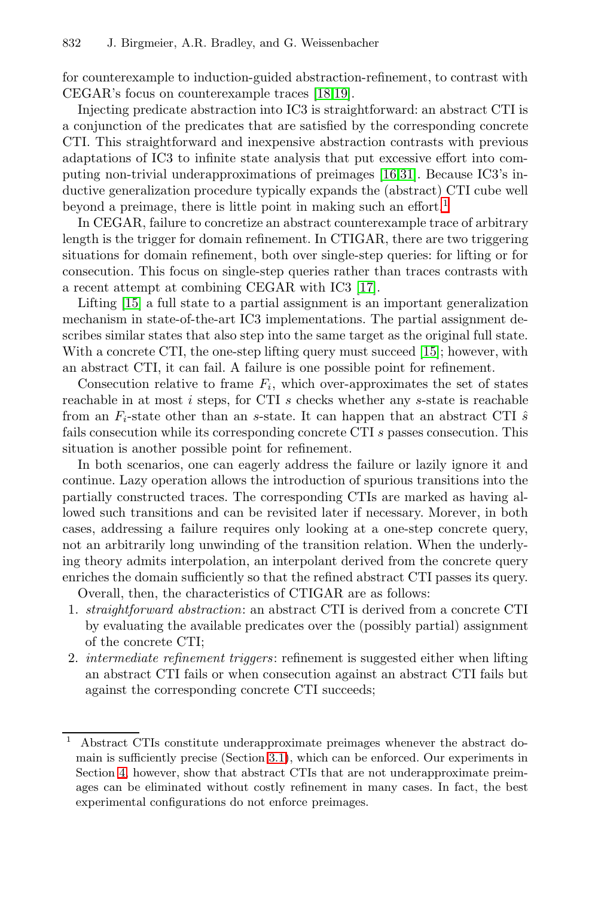for counterexample to induction-guided abstraction-refinement, to contrast with CEGAR's focus on counterexample traces [18,19].

Injecting predicate abstraction into IC3 is straightforward: an abstract CTI is a conjunction of the predicates that are satisfied by the corresponding concrete CTI. This straightforward and inexpensive abstraction contrasts with previous adaptations of IC3 to infinite state analysis that put excessive effort into computing non-trivial underapproximations of preimages [16,31]. Because IC3's inductive generalization procedure typically expands the (abstract) CTI cube well beyond a preimage, there is little point in making such an effort.[1]

In CEGAR, failure to concretize an abstract counterexample trace of arbitrary length is the trigger for domain refinement. In CTIGAR, there are two triggering situations for domain refinement, both over single-step queries: for lifting or for consecution. This focus on single-step queries rather than traces contrasts with a recent attempt at combining CEGAR with IC3 [17].

Lifting [15] a full state to a partial assignment is an important generalization mechanism in state-of-the-art IC3 implementations. The partial assignment describes similar states that also step into the same target as the original full state. With a concrete CTI, the one-step lifting query must succeed [15]; however, with an abstract CTI, it can fail. A failure is one possible point for refinement.

Consecution relative to frame $F_i$, which over-approximates the set of states reachable in at most $i$ steps, for CTI $s$ checks whether any $s$-state is reachable from an $F_i$-state other than an $s$-state. It can happen that an abstract CTI $\hat{s}$ fails consecution while its corresponding concrete CTI $s$ passes consecution. This situation is another possible point for refinement.

In both scenarios, one can eagerly address the failure or lazily ignore it and continue. Lazy operation allows the introduction of spurious transitions into the partially constructed traces. The corresponding CTIs are marked as having allowed such transitions and can be revisited later if necessary. Morever, in both cases, addressing a failure requires only looking at a one-step concrete query, not an arbitrarily long unwinding of the transition relation. When the underlying theory admits interpolation, an interpolant derived from the concrete query enriches the domain sufficiently so that the refined abstract CTI passes its query.

Overall, then, the characteristics of CTIGAR are as follows:

1. *straightforward abstraction*: an abstract CTI is derived from a concrete CTI by evaluating the available predicates over the (possibly partial) assignment of the concrete CTI;
2. *intermediate refinement triggers*: refinement is suggested either when lifting an abstract CTI fails or when consecution against an abstract CTI fails but against the corresponding concrete CTI succeeds;

[1] Abstract CTIs constitute underapproximate preimages whenever the abstract domain is sufficiently precise (Section 3.1), which can be enforced. Our experiments in Section 4, however, show that abstract CTIs that are not underapproximate preimages can be eliminated without costly refinement in many cases. In fact, the best experimental configurations do not enforce preimages.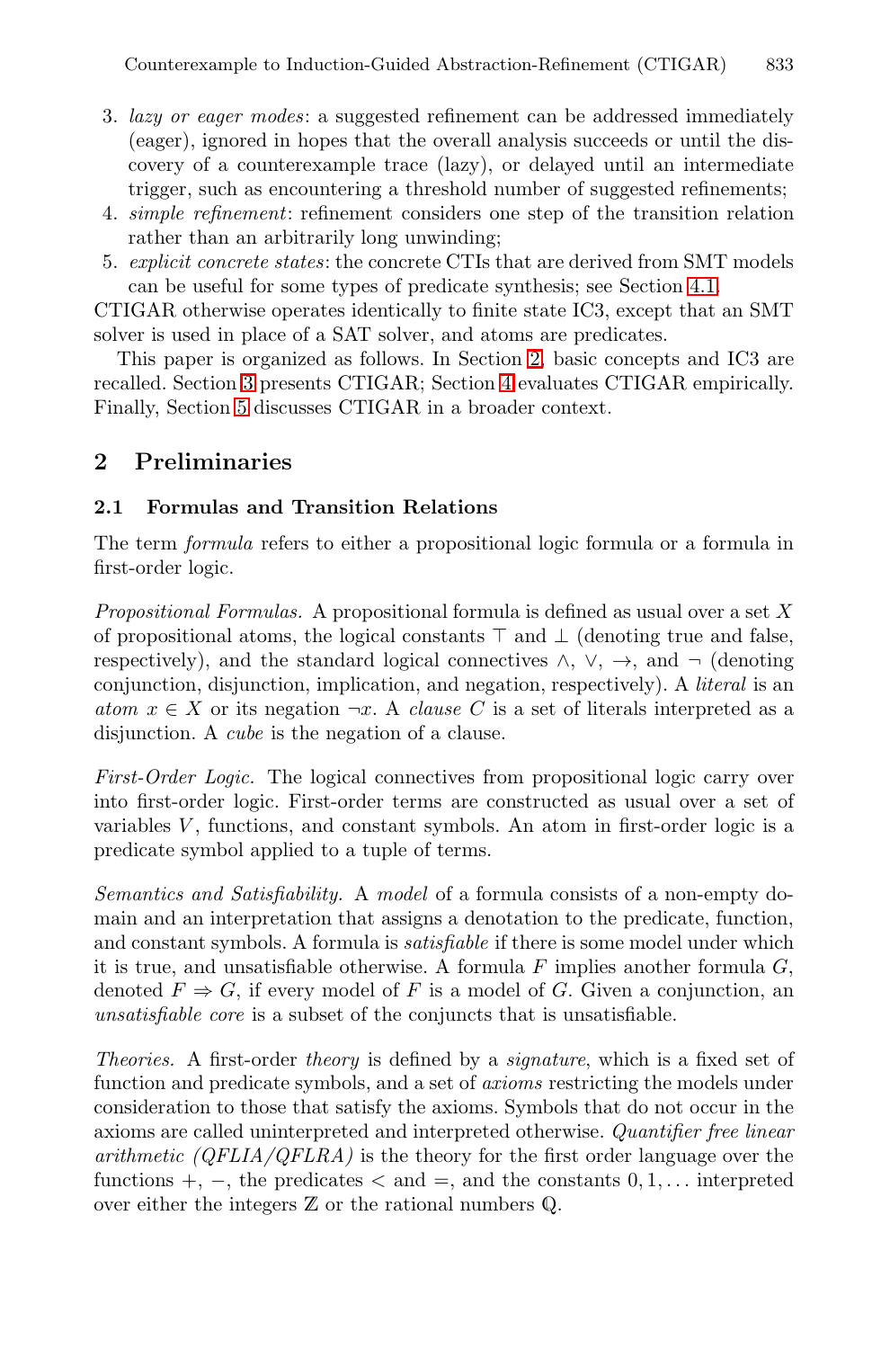3. *lazy or eager modes*: a suggested refinement can be addressed immediately (eager), ignored in hopes that the overall analysis succeeds or until the discovery of a counterexample trace (lazy), or delayed until an intermediate trigger, such as encountering a threshold number of suggested refinements;
4. *simple refinement*: refinement considers one step of the transition relation rather than an arbitrarily long unwinding;
5. *explicit concrete states*: the concrete CTIs that are derived from SMT models can be useful for some types of predicate synthesis; see Section 4.1.

CTIGAR otherwise operates identically to finite state IC3, except that an SMT solver is used in place of a SAT solver, and atoms are predicates.

This paper is organized as follows. In Section 2, basic concepts and IC3 are recalled. Section 3 presents CTIGAR; Section 4 evaluates CTIGAR empirically. Finally, Section 5 discusses CTIGAR in a broader context.

## 2 Preliminaries

### 2.1 Formulas and Transition Relations

The term *formula* refers to either a propositional logic formula or a formula in first-order logic.

*Propositional Formulas.* A propositional formula is defined as usual over a set $X$ of propositional atoms, the logical constants $\top$ and $\bot$ (denoting true and false, respectively), and the standard logical connectives $\wedge$, $\vee$, $\rightarrow$, and $\neg$ (denoting conjunction, disjunction, implication, and negation, respectively). A *literal* is an *atom* $x \in X$ or its negation $\neg x$. A *clause* $C$ is a set of literals interpreted as a disjunction. A *cube* is the negation of a clause.

*First-Order Logic.* The logical connectives from propositional logic carry over into first-order logic. First-order terms are constructed as usual over a set of variables $V$, functions, and constant symbols. An atom in first-order logic is a predicate symbol applied to a tuple of terms.

*Semantics and Satisfiability.* A *model* of a formula consists of a non-empty domain and an interpretation that assigns a denotation to the predicate, function, and constant symbols. A formula is *satisfiable* if there is some model under which it is true, and unsatisfiable otherwise. A formula $F$ implies another formula $G$, denoted $F \Rightarrow G$, if every model of $F$ is a model of $G$. Given a conjunction, an *unsatisfiable core* is a subset of the conjuncts that is unsatisfiable.

*Theories.* A first-order *theory* is defined by a *signature*, which is a fixed set of function and predicate symbols, and a set of *axioms* restricting the models under consideration to those that satisfy the axioms. Symbols that do not occur in the axioms are called uninterpreted and interpreted otherwise. *Quantifier free linear arithmetic (QFLIA/QFLRA)* is the theory for the first order language over the functions $+$, $-$, the predicates $<$ and $=$, and the constants $0, 1, \ldots$ interpreted over either the integers $\mathbb{Z}$ or the rational numbers $\mathbb{Q}$.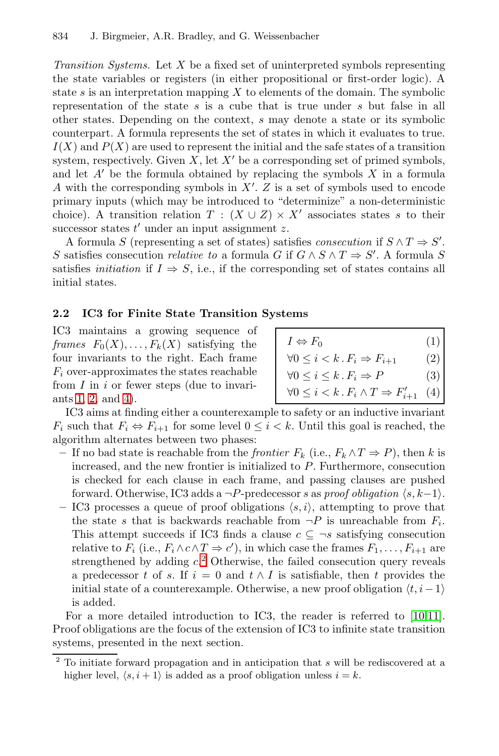*Transition Systems.* Let $X$ be a fixed set of uninterpreted symbols representing the state variables or registers (in either propositional or first-order logic). A state $s$ is an interpretation mapping $X$ to elements of the domain. The symbolic representation of the state $s$ is a cube that is true under $s$ but false in all other states. Depending on the context, $s$ may denote a state or its symbolic counterpart. A formula represents the set of states in which it evaluates to true. $I(X)$ and $P(X)$ are used to represent the initial and the safe states of a transition system, respectively. Given $X$, let $X'$ be a corresponding set of primed symbols, and let $A'$ be the formula obtained by replacing the symbols $X$ in a formula $A$ with the corresponding symbols in $X'$. $Z$ is a set of symbols used to encode primary inputs (which may be introduced to "determinize" a non-deterministic choice). A transition relation $T : (X \cup Z) \times X'$ associates states $s$ to their successor states $t'$ under an input assignment $z$.

A formula $S$ (representing a set of states) satisfies *consecution* if $S \wedge T \Rightarrow S'$. $S$ satisfies consecution *relative to* a formula $G$ if $G \wedge S \wedge T \Rightarrow S'$. A formula $S$ satisfies *initiation* if $I \Rightarrow S$, i.e., if the corresponding set of states contains all initial states.

### 2.2 IC3 for Finite State Transition Systems

IC3 maintains a growing sequence of *frames* $F_0(X), \ldots, F_k(X)$ satisfying the four invariants to the right. Each frame $F_i$ over-approximates the states reachable from $I$ in $i$ or fewer steps (due to invariants 1, 2, and 4).

$$I \Leftrightarrow F_0 \qquad (1)$$
$$\forall 0 \le i < k \,.\, F_i \Rightarrow F_{i+1} \qquad (2)$$
$$\forall 0 \le i \le k \,.\, F_i \Rightarrow P \qquad (3)$$
$$\forall 0 \le i < k \,.\, F_i \wedge T \Rightarrow F'_{i+1} \qquad (4)$$

IC3 aims at finding either a counterexample to safety or an inductive invariant $F_i$ such that $F_i \Leftrightarrow F_{i+1}$ for some level $0 \le i < k$. Until this goal is reached, the algorithm alternates between two phases:

- If no bad state is reachable from the *frontier* $F_k$ (i.e., $F_k \wedge T \Rightarrow P$), then $k$ is increased, and the new frontier is initialized to $P$. Furthermore, consecution is checked for each clause in each frame, and passing clauses are pushed forward. Otherwise, IC3 adds a $\neg P$-predecessor $s$ as *proof obligation* $\langle s, k-1 \rangle$.
- IC3 processes a queue of proof obligations $\langle s, i \rangle$, attempting to prove that the state $s$ that is backwards reachable from $\neg P$ is unreachable from $F_i$. This attempt succeeds if IC3 finds a clause $c \subseteq \neg s$ satisfying consecution relative to $F_i$ (i.e., $F_i \wedge c \wedge T \Rightarrow c'$), in which case the frames $F_1, \ldots, F_{i+1}$ are strengthened by adding $c$.[2] Otherwise, the failed consecution query reveals a predecessor $t$ of $s$. If $i = 0$ and $t \wedge I$ is satisfiable, then $t$ provides the initial state of a counterexample. Otherwise, a new proof obligation $\langle t, i-1 \rangle$ is added.

For a more detailed introduction to IC3, the reader is referred to [10,11]. Proof obligations are the focus of the extension of IC3 to infinite state transition systems, presented in the next section.

---

[2] To initiate forward propagation and in anticipation that $s$ will be rediscovered at a higher level, $\langle s, i+1 \rangle$ is added as a proof obligation unless $i = k$.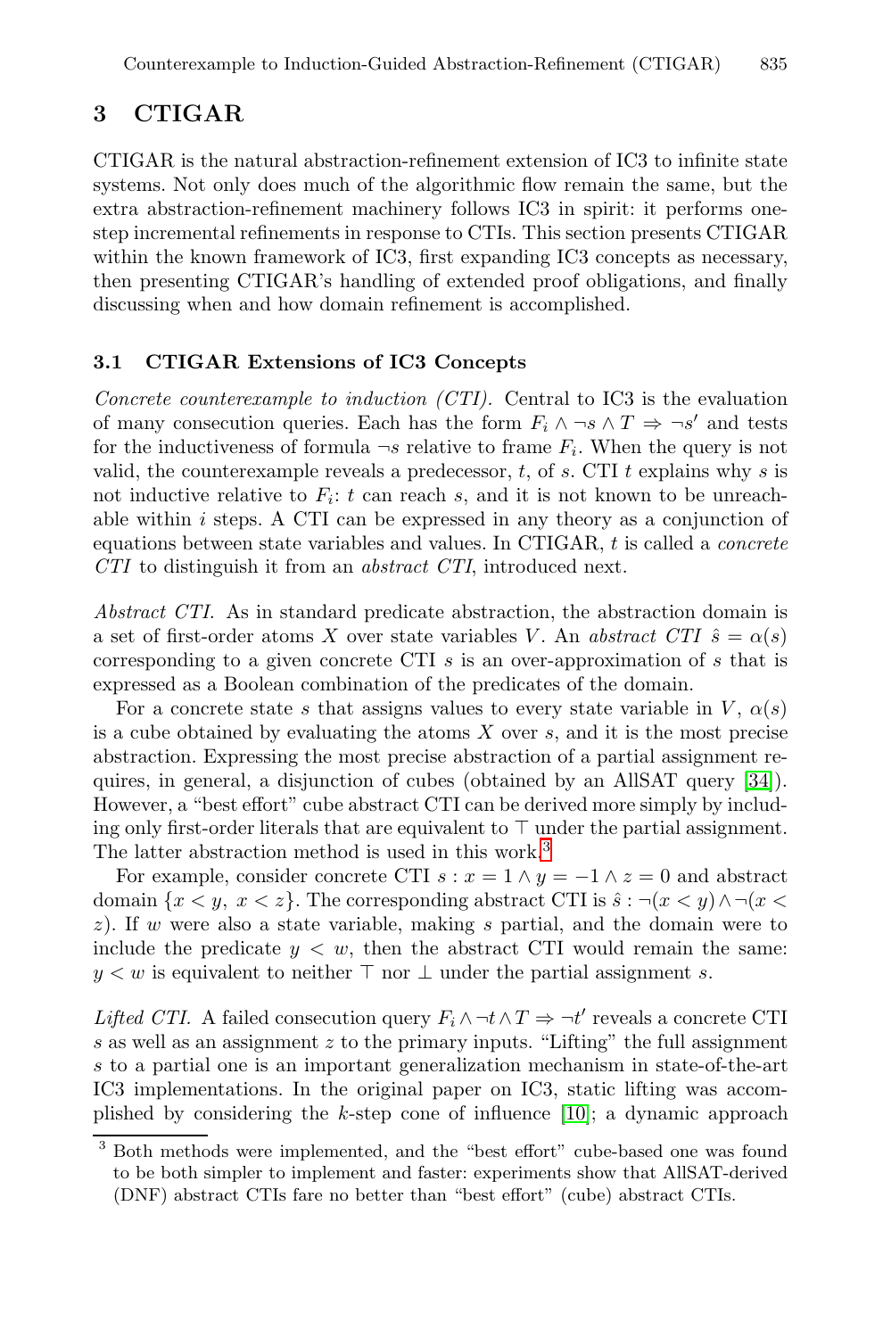## 3 CTIGAR

CTIGAR is the natural abstraction-refinement extension of IC3 to infinite state systems. Not only does much of the algorithmic flow remain the same, but the extra abstraction-refinement machinery follows IC3 in spirit: it performs one-step incremental refinements in response to CTIs. This section presents CTIGAR within the known framework of IC3, first expanding IC3 concepts as necessary, then presenting CTIGAR's handling of extended proof obligations, and finally discussing when and how domain refinement is accomplished.

### 3.1 CTIGAR Extensions of IC3 Concepts

*Concrete counterexample to induction (CTI).* Central to IC3 is the evaluation of many consecution queries. Each has the form $F_i \wedge \neg s \wedge T \Rightarrow \neg s'$ and tests for the inductiveness of formula $\neg s$ relative to frame $F_i$. When the query is not valid, the counterexample reveals a predecessor, $t$, of $s$. CTI $t$ explains why $s$ is not inductive relative to $F_i$: $t$ can reach $s$, and it is not known to be unreachable within $i$ steps. A CTI can be expressed in any theory as a conjunction of equations between state variables and values. In CTIGAR, $t$ is called a *concrete CTI* to distinguish it from an *abstract CTI*, introduced next.

*Abstract CTI.* As in standard predicate abstraction, the abstraction domain is a set of first-order atoms $X$ over state variables $V$. An *abstract CTI* $\hat{s} = \alpha(s)$ corresponding to a given concrete CTI $s$ is an over-approximation of $s$ that is expressed as a Boolean combination of the predicates of the domain.

For a concrete state $s$ that assigns values to every state variable in $V$, $\alpha(s)$ is a cube obtained by evaluating the atoms $X$ over $s$, and it is the most precise abstraction. Expressing the most precise abstraction of a partial assignment requires, in general, a disjunction of cubes (obtained by an AllSAT query [34]). However, a "best effort" cube abstract CTI can be derived more simply by including only first-order literals that are equivalent to $\top$ under the partial assignment. The latter abstraction method is used in this work.[3]

For example, consider concrete CTI $s : x = 1 \wedge y = -1 \wedge z = 0$ and abstract domain $\{x < y,\ x < z\}$. The corresponding abstract CTI is $\hat{s} : \neg(x < y) \wedge \neg(x < z)$. If $w$ were also a state variable, making $s$ partial, and the domain were to include the predicate $y < w$, then the abstract CTI would remain the same: $y < w$ is equivalent to neither $\top$ nor $\bot$ under the partial assignment $s$.

*Lifted CTI.* A failed consecution query $F_i \wedge \neg t \wedge T \Rightarrow \neg t'$ reveals a concrete CTI $s$ as well as an assignment $z$ to the primary inputs. "Lifting" the full assignment $s$ to a partial one is an important generalization mechanism in state-of-the-art IC3 implementations. In the original paper on IC3, static lifting was accomplished by considering the $k$-step cone of influence [10]; a dynamic approach

[3] Both methods were implemented, and the "best effort" cube-based one was found to be both simpler to implement and faster: experiments show that AllSAT-derived (DNF) abstract CTIs fare no better than "best effort" (cube) abstract CTIs.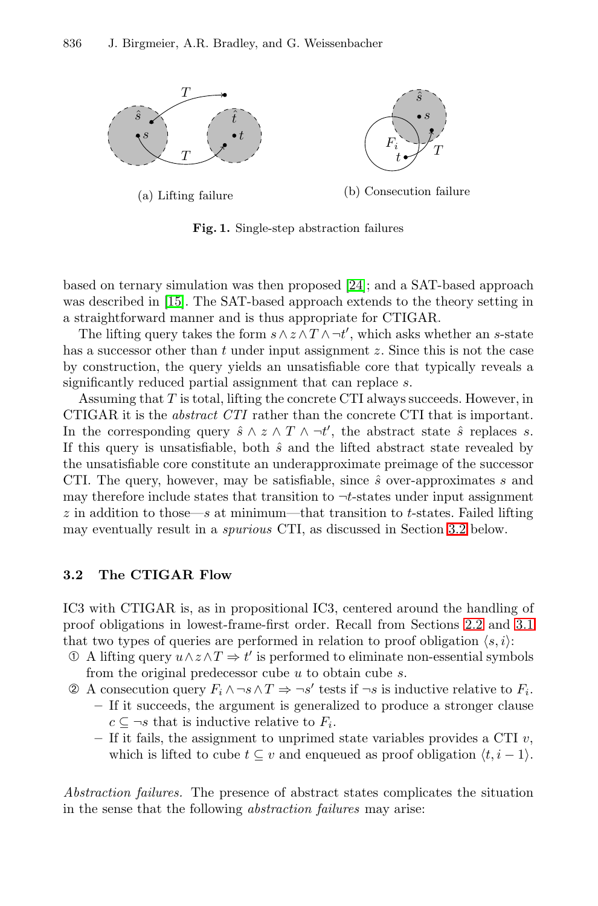(a) Lifting failure

(b) Consecution failure

**Fig. 1.** Single-step abstraction failures

based on ternary simulation was then proposed [24]; and a SAT-based approach was described in [15]. The SAT-based approach extends to the theory setting in a straightforward manner and is thus appropriate for CTIGAR.

The lifting query takes the form $s \wedge z \wedge T \wedge \neg t'$, which asks whether an $s$-state has a successor other than $t$ under input assignment $z$. Since this is not the case by construction, the query yields an unsatisfiable core that typically reveals a significantly reduced partial assignment that can replace $s$.

Assuming that $T$ is total, lifting the concrete CTI always succeeds. However, in CTIGAR it is the *abstract CTI* rather than the concrete CTI that is important. In the corresponding query $\hat{s} \wedge z \wedge T \wedge \neg t'$, the abstract state $\hat{s}$ replaces $s$. If this query is unsatisfiable, both $\hat{s}$ and the lifted abstract state revealed by the unsatisfiable core constitute an underapproximate preimage of the successor CTI. The query, however, may be satisfiable, since $\hat{s}$ over-approximates $s$ and may therefore include states that transition to $\neg t$-states under input assignment $z$ in addition to those—$s$ at minimum—that transition to $t$-states. Failed lifting may eventually result in a *spurious* CTI, as discussed in Section 3.2 below.

### 3.2 The CTIGAR Flow

IC3 with CTIGAR is, as in propositional IC3, centered around the handling of proof obligations in lowest-frame-first order. Recall from Sections 2.2 and 3.1 that two types of queries are performed in relation to proof obligation $\langle s, i \rangle$:

① A lifting query $u \wedge z \wedge T \Rightarrow t'$ is performed to eliminate non-essential symbols from the original predecessor cube $u$ to obtain cube $s$.

② A consecution query $F_i \wedge \neg s \wedge T \Rightarrow \neg s'$ tests if $\neg s$ is inductive relative to $F_i$.
   - If it succeeds, the argument is generalized to produce a stronger clause $c \subseteq \neg s$ that is inductive relative to $F_i$.
   - If it fails, the assignment to unprimed state variables provides a CTI $v$, which is lifted to cube $t \subseteq v$ and enqueued as proof obligation $\langle t, i-1 \rangle$.

*Abstraction failures.* The presence of abstract states complicates the situation in the sense that the following *abstraction failures* may arise: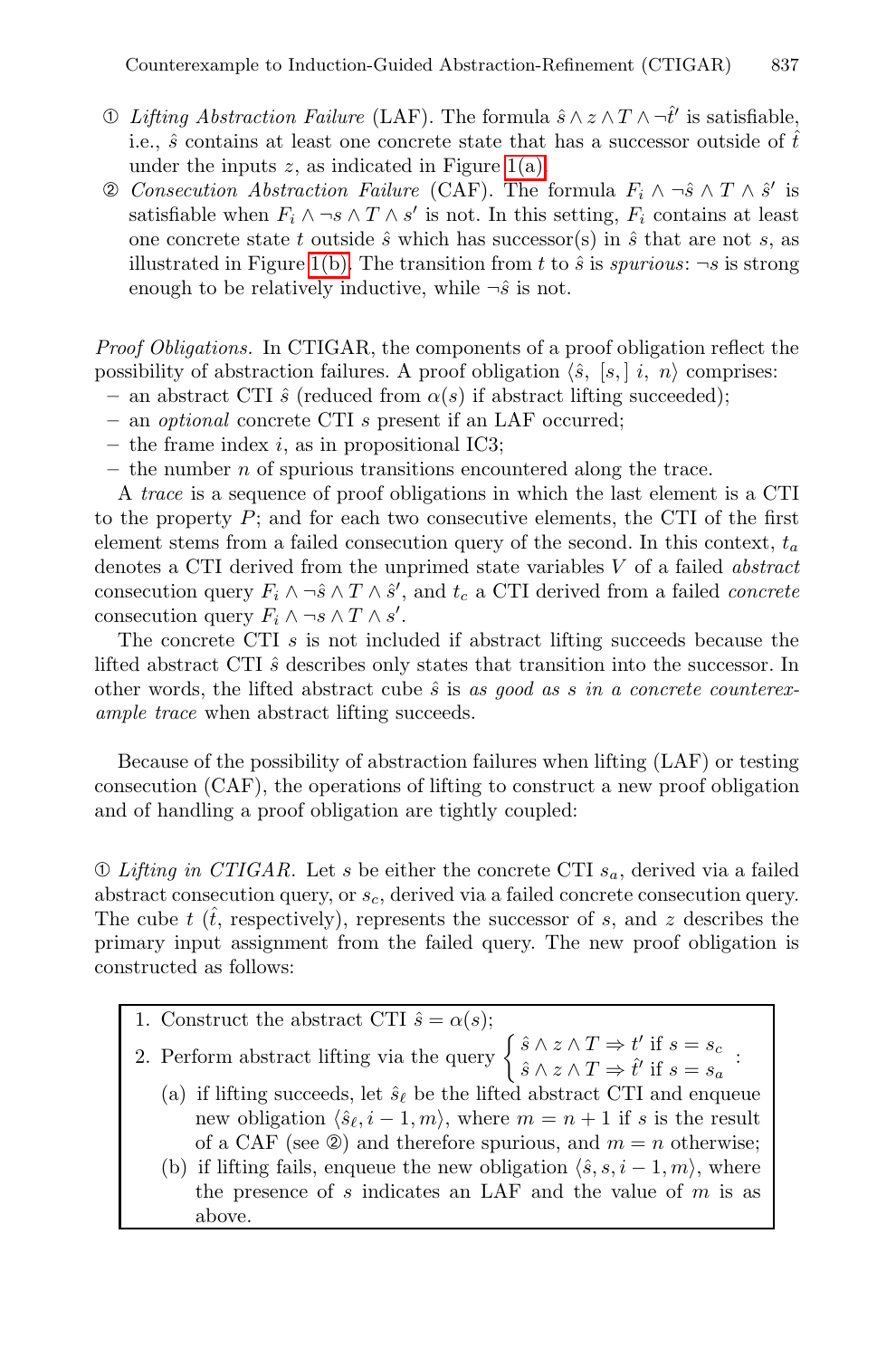① *Lifting Abstraction Failure* (LAF). The formula $\hat{s} \wedge z \wedge T \wedge \neg\hat{t}'$ is satisfiable, i.e., $\hat{s}$ contains at least one concrete state that has a successor outside of $\hat{t}$ under the inputs $z$, as indicated in Figure 1(a).

② *Consecution Abstraction Failure* (CAF). The formula $F_i \wedge \neg\hat{s} \wedge T \wedge \hat{s}'$ is satisfiable when $F_i \wedge \neg s \wedge T \wedge s'$ is not. In this setting, $F_i$ contains at least one concrete state $t$ outside $\hat{s}$ which has successor(s) in $\hat{s}$ that are not $s$, as illustrated in Figure 1(b). The transition from $t$ to $\hat{s}$ is *spurious*: $\neg s$ is strong enough to be relatively inductive, while $\neg\hat{s}$ is not.

*Proof Obligations.* In CTIGAR, the components of a proof obligation reflect the possibility of abstraction failures. A proof obligation $\langle \hat{s},\ [s,]\ i,\ n\rangle$ comprises:

- an abstract CTI $\hat{s}$ (reduced from $\alpha(s)$ if abstract lifting succeeded);
- an *optional* concrete CTI $s$ present if an LAF occurred;
- the frame index $i$, as in propositional IC3;
- the number $n$ of spurious transitions encountered along the trace.

A *trace* is a sequence of proof obligations in which the last element is a CTI to the property $P$; and for each two consecutive elements, the CTI of the first element stems from a failed consecution query of the second. In this context, $t_a$ denotes a CTI derived from the unprimed state variables $V$ of a failed *abstract* consecution query $F_i \wedge \neg\hat{s} \wedge T \wedge \hat{s}'$, and $t_c$ a CTI derived from a failed *concrete* consecution query $F_i \wedge \neg s \wedge T \wedge s'$.

The concrete CTI $s$ is not included if abstract lifting succeeds because the lifted abstract CTI $\hat{s}$ describes only states that transition into the successor. In other words, the lifted abstract cube $\hat{s}$ is *as good as $s$ in a concrete counterexample trace* when abstract lifting succeeds.

Because of the possibility of abstraction failures when lifting (LAF) or testing consecution (CAF), the operations of lifting to construct a new proof obligation and of handling a proof obligation are tightly coupled:

① *Lifting in CTIGAR.* Let $s$ be either the concrete CTI $s_a$, derived via a failed abstract consecution query, or $s_c$, derived via a failed concrete consecution query. The cube $t$ ($\hat{t}$, respectively), represents the successor of $s$, and $z$ describes the primary input assignment from the failed query. The new proof obligation is constructed as follows:

1. Construct the abstract CTI $\hat{s} = \alpha(s)$;
2. Perform abstract lifting via the query $\begin{cases} \hat{s} \wedge z \wedge T \Rightarrow t' \text{ if } s = s_c \\ \hat{s} \wedge z \wedge T \Rightarrow \hat{t}' \text{ if } s = s_a \end{cases}$ :
   (a) if lifting succeeds, let $\hat{s}_\ell$ be the lifted abstract CTI and enqueue new obligation $\langle \hat{s}_\ell, i-1, m\rangle$, where $m = n+1$ if $s$ is the result of a CAF (see ②) and therefore spurious, and $m = n$ otherwise;
   (b) if lifting fails, enqueue the new obligation $\langle \hat{s}, s, i-1, m\rangle$, where the presence of $s$ indicates an LAF and the value of $m$ is as above.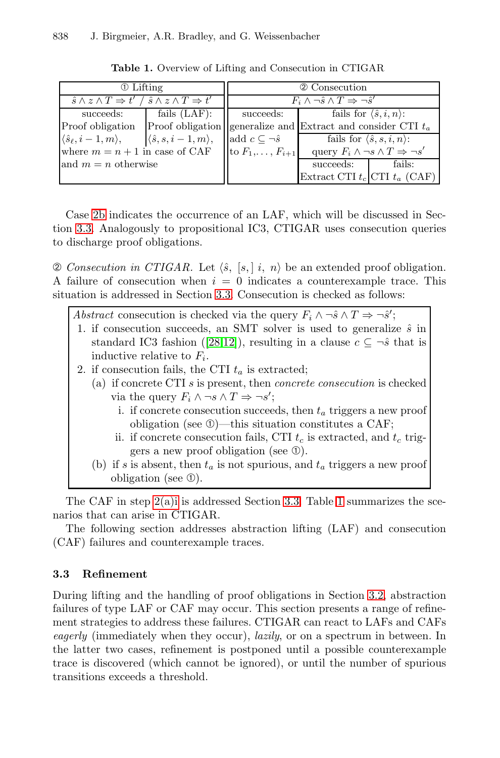**Table 1.** Overview of Lifting and Consecution in CTIGAR

| ① Lifting | | ② Consecution | | |
|---|---|---|---|---|
| $\hat{s} \wedge z \wedge T \Rightarrow t'$ / $\hat{s} \wedge z \wedge T \Rightarrow t'$ | | $F_i \wedge \neg\hat{s} \wedge T \Rightarrow \neg\hat{s}'$ | | |
| succeeds: | fails (LAF): | succeeds: | fails for $\langle \hat{s}, i, n\rangle$: | |
| Proof obligation $\langle \hat{s}_\ell, i-1, m\rangle$, where $m = n+1$ in case of CAF and $m = n$ otherwise | Proof obligation $\langle \hat{s}, s, i-1, m\rangle$, | generalize and add $c \subseteq \neg\hat{s}$ to $F_1,\ldots, F_{i+1}$ | Extract and consider CTI $t_a$ | |
| | | | fails for $\langle \hat{s}, s, i, n\rangle$: query $F_i \wedge \neg s \wedge T \Rightarrow \neg s'$ | |
| | | | succeeds: | fails: |
| | | | Extract CTI $t_c$ | CTI $t_a$ (CAF) |

Case 2b indicates the occurrence of an LAF, which will be discussed in Section 3.3. Analogously to propositional IC3, CTIGAR uses consecution queries to discharge proof obligations.

② *Consecution in CTIGAR.* Let $\langle \hat{s},\ [s,]\ i,\ n\rangle$ be an extended proof obligation. A failure of consecution when $i = 0$ indicates a counterexample trace. This situation is addressed in Section 3.3. Consecution is checked as follows:

> *Abstract* consecution is checked via the query $F_i \wedge \neg\hat{s} \wedge T \Rightarrow \neg\hat{s}'$;
>
> 1. if consecution succeeds, an SMT solver is used to generalize $\hat{s}$ in standard IC3 fashion ([28,12]), resulting in a clause $c \subseteq \neg\hat{s}$ that is inductive relative to $F_i$.
> 2. if consecution fails, the CTI $t_a$ is extracted;
>    (a) if concrete CTI $s$ is present, then *concrete consecution* is checked via the query $F_i \wedge \neg s \wedge T \Rightarrow \neg s'$;
>       i. if concrete consecution succeeds, then $t_a$ triggers a new proof obligation (see ①)—this situation constitutes a CAF;
>       ii. if concrete consecution fails, CTI $t_c$ is extracted, and $t_c$ triggers a new proof obligation (see ①).
>    (b) if $s$ is absent, then $t_a$ is not spurious, and $t_a$ triggers a new proof obligation (see ①).

The CAF in step 2(a)i is addressed Section 3.3. Table 1 summarizes the scenarios that can arise in CTIGAR.

The following section addresses abstraction lifting (LAF) and consecution (CAF) failures and counterexample traces.

### 3.3 Refinement

During lifting and the handling of proof obligations in Section 3.2, abstraction failures of type LAF or CAF may occur. This section presents a range of refinement strategies to address these failures. CTIGAR can react to LAFs and CAFs *eagerly* (immediately when they occur), *lazily*, or on a spectrum in between. In the latter two cases, refinement is postponed until a possible counterexample trace is discovered (which cannot be ignored), or until the number of spurious transitions exceeds a threshold.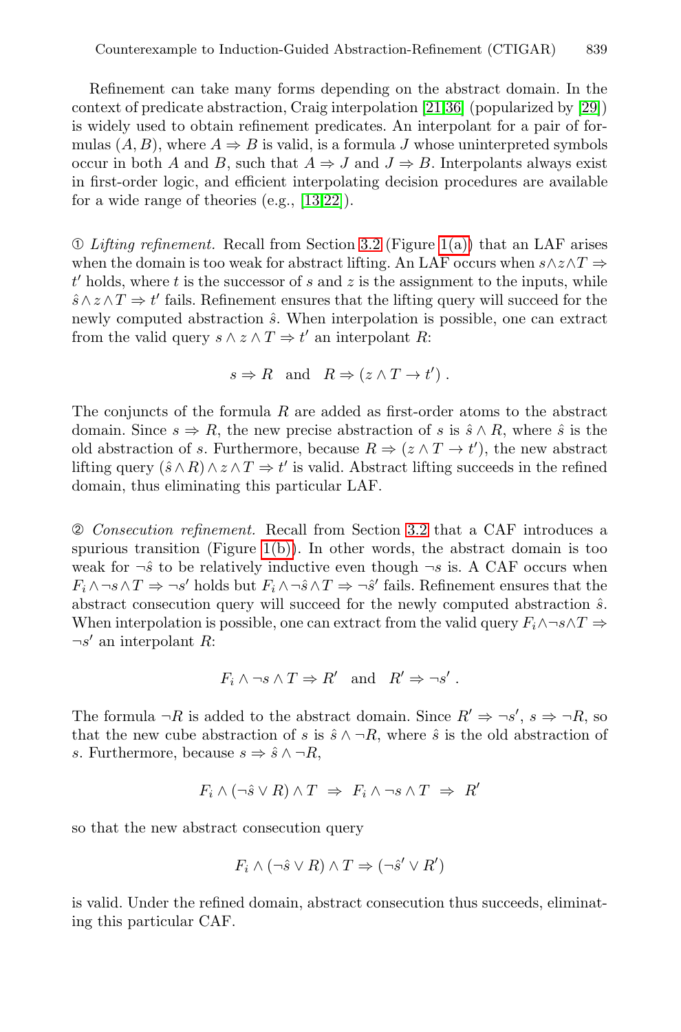Refinement can take many forms depending on the abstract domain. In the context of predicate abstraction, Craig interpolation [21,36] (popularized by [29]) is widely used to obtain refinement predicates. An interpolant for a pair of formulas $(A, B)$, where $A \Rightarrow B$ is valid, is a formula $J$ whose uninterpreted symbols occur in both $A$ and $B$, such that $A \Rightarrow J$ and $J \Rightarrow B$. Interpolants always exist in first-order logic, and efficient interpolating decision procedures are available for a wide range of theories (e.g., [13,22]).

① *Lifting refinement.* Recall from Section 3.2 (Figure 1(a)) that an LAF arises when the domain is too weak for abstract lifting. An LAF occurs when $s \wedge z \wedge T \Rightarrow t'$ holds, where $t$ is the successor of $s$ and $z$ is the assignment to the inputs, while $\hat{s} \wedge z \wedge T \Rightarrow t'$ fails. Refinement ensures that the lifting query will succeed for the newly computed abstraction $\hat{s}$. When interpolation is possible, one can extract from the valid query $s \wedge z \wedge T \Rightarrow t'$ an interpolant $R$:

$$s \Rightarrow R \quad \text{and} \quad R \Rightarrow (z \wedge T \rightarrow t') \, .$$

The conjuncts of the formula $R$ are added as first-order atoms to the abstract domain. Since $s \Rightarrow R$, the new precise abstraction of $s$ is $\hat{s} \wedge R$, where $\hat{s}$ is the old abstraction of $s$. Furthermore, because $R \Rightarrow (z \wedge T \rightarrow t')$, the new abstract lifting query $(\hat{s} \wedge R) \wedge z \wedge T \Rightarrow t'$ is valid. Abstract lifting succeeds in the refined domain, thus eliminating this particular LAF.

② *Consecution refinement.* Recall from Section 3.2 that a CAF introduces a spurious transition (Figure 1(b)). In other words, the abstract domain is too weak for $\neg\hat{s}$ to be relatively inductive even though $\neg s$ is. A CAF occurs when $F_i \wedge \neg s \wedge T \Rightarrow \neg s'$ holds but $F_i \wedge \neg\hat{s} \wedge T \Rightarrow \neg\hat{s}'$ fails. Refinement ensures that the abstract consecution query will succeed for the newly computed abstraction $\hat{s}$. When interpolation is possible, one can extract from the valid query $F_i \wedge \neg s \wedge T \Rightarrow \neg s'$ an interpolant $R$:

$$F_i \wedge \neg s \wedge T \Rightarrow R' \quad \text{and} \quad R' \Rightarrow \neg s' \, .$$

The formula $\neg R$ is added to the abstract domain. Since $R' \Rightarrow \neg s'$, $s \Rightarrow \neg R$, so that the new cube abstraction of $s$ is $\hat{s} \wedge \neg R$, where $\hat{s}$ is the old abstraction of $s$. Furthermore, because $s \Rightarrow \hat{s} \wedge \neg R$,

$$F_i \wedge (\neg\hat{s} \vee R) \wedge T \;\Rightarrow\; F_i \wedge \neg s \wedge T \;\Rightarrow\; R'$$

so that the new abstract consecution query

$$F_i \wedge (\neg\hat{s} \vee R) \wedge T \Rightarrow (\neg\hat{s}' \vee R')$$

is valid. Under the refined domain, abstract consecution thus succeeds, eliminating this particular CAF.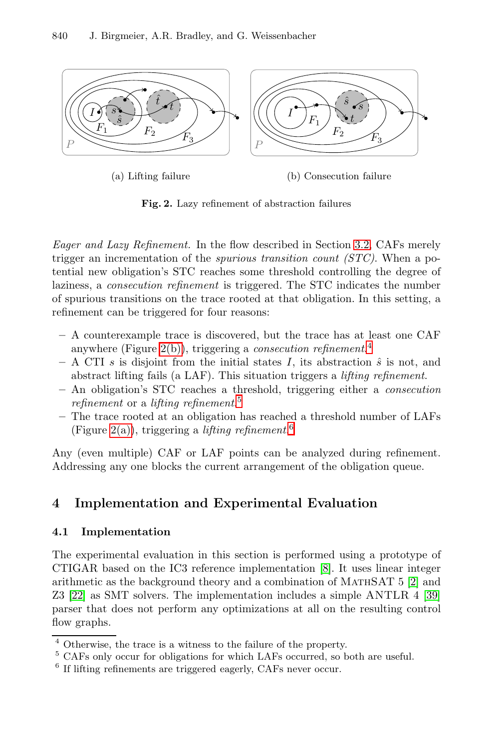(a) Lifting failure

(b) Consecution failure

**Fig. 2.** Lazy refinement of abstraction failures

*Eager and Lazy Refinement.* In the flow described in Section 3.2, CAFs merely trigger an incrementation of the *spurious transition count (STC)*. When a potential new obligation's STC reaches some threshold controlling the degree of laziness, a *consecution refinement* is triggered. The STC indicates the number of spurious transitions on the trace rooted at that obligation. In this setting, a refinement can be triggered for four reasons:

- A counterexample trace is discovered, but the trace has at least one CAF anywhere (Figure 2(b)), triggering a *consecution refinement*.[4]
- A CTI $s$ is disjoint from the initial states $I$, its abstraction $\hat{s}$ is not, and abstract lifting fails (a LAF). This situation triggers a *lifting refinement*.
- An obligation's STC reaches a threshold, triggering either a *consecution refinement* or a *lifting refinement*.[5]
- The trace rooted at an obligation has reached a threshold number of LAFs (Figure 2(a)), triggering a *lifting refinement*.[6]

Any (even multiple) CAF or LAF points can be analyzed during refinement. Addressing any one blocks the current arrangement of the obligation queue.

## 4 Implementation and Experimental Evaluation

### 4.1 Implementation

The experimental evaluation in this section is performed using a prototype of CTIGAR based on the IC3 reference implementation [8]. It uses linear integer arithmetic as the background theory and a combination of MathSAT 5 [2] and Z3 [22] as SMT solvers. The implementation includes a simple ANTLR 4 [39] parser that does not perform any optimizations at all on the resulting control flow graphs.

[4] Otherwise, the trace is a witness to the failure of the property.

[5] CAFs only occur for obligations for which LAFs occurred, so both are useful.

[6] If lifting refinements are triggered eagerly, CAFs never occur.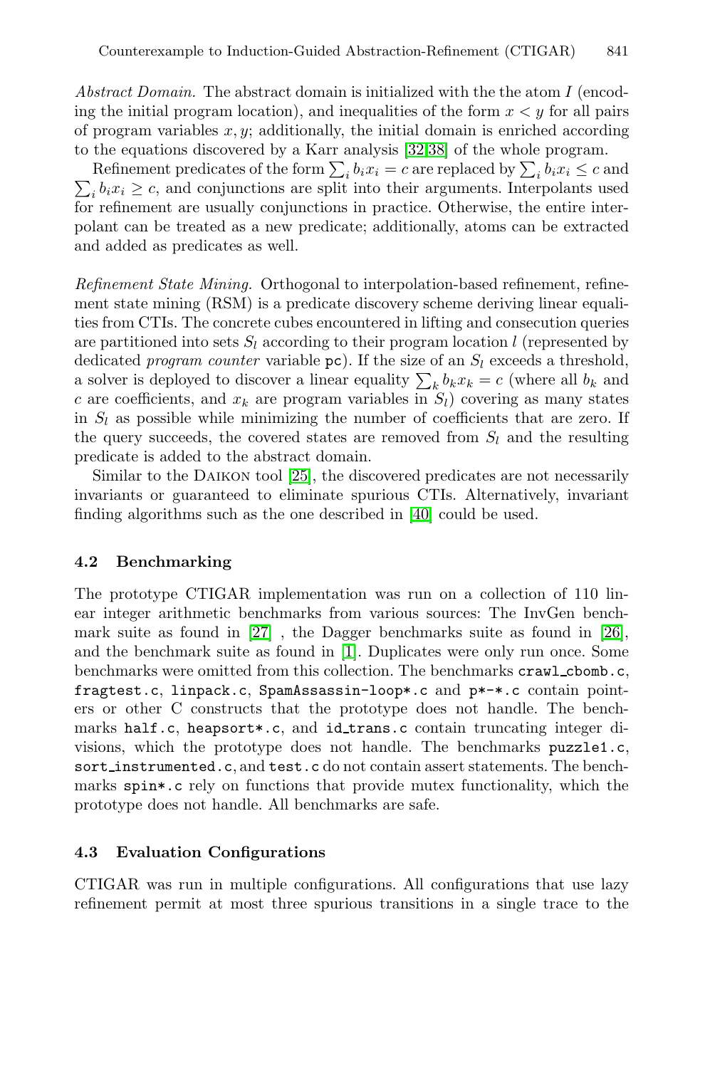*Abstract Domain.* The abstract domain is initialized with the the atom $I$ (encoding the initial program location), and inequalities of the form $x < y$ for all pairs of program variables $x, y$; additionally, the initial domain is enriched according to the equations discovered by a Karr analysis [32,38] of the whole program.

Refinement predicates of the form $\sum_i b_i x_i = c$ are replaced by $\sum_i b_i x_i \leq c$ and $\sum_i b_i x_i \geq c$, and conjunctions are split into their arguments. Interpolants used for refinement are usually conjunctions in practice. Otherwise, the entire interpolant can be treated as a new predicate; additionally, atoms can be extracted and added as predicates as well.

*Refinement State Mining.* Orthogonal to interpolation-based refinement, refinement state mining (RSM) is a predicate discovery scheme deriving linear equalities from CTIs. The concrete cubes encountered in lifting and consecution queries are partitioned into sets $S_l$ according to their program location $l$ (represented by dedicated *program counter* variable `pc`). If the size of an $S_l$ exceeds a threshold, a solver is deployed to discover a linear equality $\sum_k b_k x_k = c$ (where all $b_k$ and $c$ are coefficients, and $x_k$ are program variables in $S_l$) covering as many states in $S_l$ as possible while minimizing the number of coefficients that are zero. If the query succeeds, the covered states are removed from $S_l$ and the resulting predicate is added to the abstract domain.

Similar to the Daikon tool [25], the discovered predicates are not necessarily invariants or guaranteed to eliminate spurious CTIs. Alternatively, invariant finding algorithms such as the one described in [40] could be used.

### 4.2 Benchmarking

The prototype CTIGAR implementation was run on a collection of 110 linear integer arithmetic benchmarks from various sources: The InvGen benchmark suite as found in [27] , the Dagger benchmarks suite as found in [26], and the benchmark suite as found in [1]. Duplicates were only run once. Some benchmarks were omitted from this collection. The benchmarks `crawl_cbomb.c`, `fragtest.c`, `linpack.c`, `SpamAssassin-loop*.c` and `p*-*.c` contain pointers or other C constructs that the prototype does not handle. The benchmarks `half.c`, `heapsort*.c`, and `id_trans.c` contain truncating integer divisions, which the prototype does not handle. The benchmarks `puzzle1.c`, `sort_instrumented.c`, and `test.c` do not contain assert statements. The benchmarks `spin*.c` rely on functions that provide mutex functionality, which the prototype does not handle. All benchmarks are safe.

### 4.3 Evaluation Configurations

CTIGAR was run in multiple configurations. All configurations that use lazy refinement permit at most three spurious transitions in a single trace to the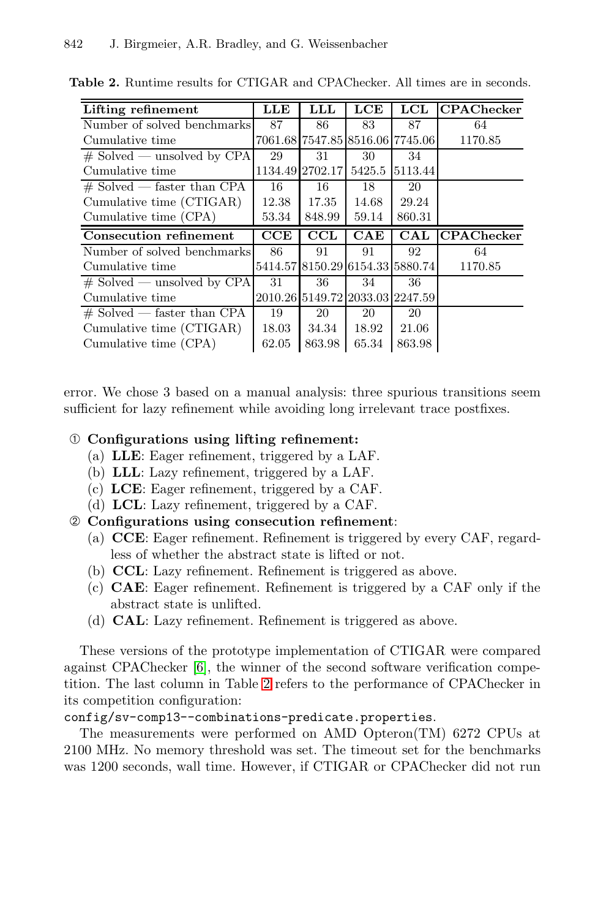**Table 2.** Runtime results for CTIGAR and CPAChecker. All times are in seconds.

| **Lifting refinement** | **LLE** | **LLL** | **LCE** | **LCL** | **CPAChecker** |
|---|---|---|---|---|---|
| Number of solved benchmarks | 87 | 86 | 83 | 87 | 64 |
| Cumulative time | 7061.68 | 7547.85 | 8516.06 | 7745.06 | 1170.85 |
| # Solved — unsolved by CPA | 29 | 31 | 30 | 34 | |
| Cumulative time | 1134.49 | 2702.17 | 5425.5 | 5113.44 | |
| # Solved — faster than CPA | 16 | 16 | 18 | 20 | |
| Cumulative time (CTIGAR) | 12.38 | 17.35 | 14.68 | 29.24 | |
| Cumulative time (CPA) | 53.34 | 848.99 | 59.14 | 860.31 | |
| **Consecution refinement** | **CCE** | **CCL** | **CAE** | **CAL** | **CPAChecker** |
| Number of solved benchmarks | 86 | 91 | 91 | 92 | 64 |
| Cumulative time | 5414.57 | 8150.29 | 6154.33 | 5880.74 | 1170.85 |
| # Solved — unsolved by CPA | 31 | 36 | 34 | 36 | |
| Cumulative time | 2010.26 | 5149.72 | 2033.03 | 2247.59 | |
| # Solved — faster than CPA | 19 | 20 | 20 | 20 | |
| Cumulative time (CTIGAR) | 18.03 | 34.34 | 18.92 | 21.06 | |
| Cumulative time (CPA) | 62.05 | 863.98 | 65.34 | 863.98 | |

error. We chose 3 based on a manual analysis: three spurious transitions seem sufficient for lazy refinement while avoiding long irrelevant trace postfixes.

① **Configurations using lifting refinement:**
   (a) **LLE**: Eager refinement, triggered by a LAF.
   (b) **LLL**: Lazy refinement, triggered by a LAF.
   (c) **LCE**: Eager refinement, triggered by a CAF.
   (d) **LCL**: Lazy refinement, triggered by a CAF.

② **Configurations using consecution refinement**:
   (a) **CCE**: Eager refinement. Refinement is triggered by every CAF, regardless of whether the abstract state is lifted or not.
   (b) **CCL**: Lazy refinement. Refinement is triggered as above.
   (c) **CAE**: Eager refinement. Refinement is triggered by a CAF only if the abstract state is unlifted.
   (d) **CAL**: Lazy refinement. Refinement is triggered as above.

These versions of the prototype implementation of CTIGAR were compared against CPAChecker [6], the winner of the second software verification competition. The last column in Table 2 refers to the performance of CPAChecker in its competition configuration:
`config/sv-comp13--combinations-predicate.properties`.

The measurements were performed on AMD Opteron(TM) 6272 CPUs at 2100 MHz. No memory threshold was set. The timeout set for the benchmarks was 1200 seconds, wall time. However, if CTIGAR or CPAChecker did not run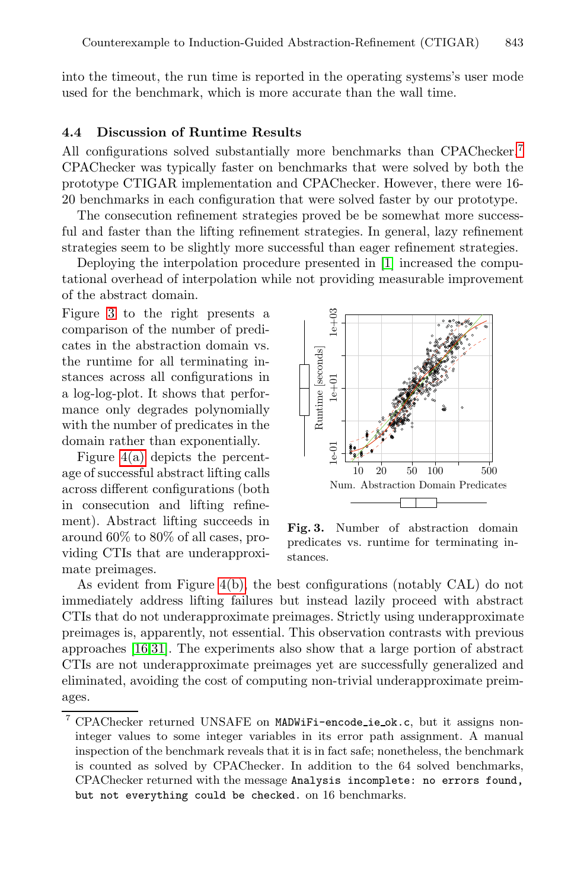into the timeout, the run time is reported in the operating systems's user mode used for the benchmark, which is more accurate than the wall time.

### 4.4 Discussion of Runtime Results

All configurations solved substantially more benchmarks than CPAChecker.[7] CPAChecker was typically faster on benchmarks that were solved by both the prototype CTIGAR implementation and CPAChecker. However, there were 16-20 benchmarks in each configuration that were solved faster by our prototype.

The consecution refinement strategies proved be be somewhat more successful and faster than the lifting refinement strategies. In general, lazy refinement strategies seem to be slightly more successful than eager refinement strategies.

Deploying the interpolation procedure presented in [1] increased the computational overhead of interpolation while not providing measurable improvement of the abstract domain.

Figure 3 to the right presents a comparison of the number of predicates in the abstraction domain vs. the runtime for all terminating instances across all configurations in a log-log-plot. It shows that performance only degrades polynomially with the number of predicates in the domain rather than exponentially.

**Fig. 3.** Number of abstraction domain predicates vs. runtime for terminating instances.

Figure 4(a) depicts the percentage of successful abstract lifting calls across different configurations (both in consecution and lifting refinement). Abstract lifting succeeds in around 60% to 80% of all cases, providing CTIs that are underapproximate preimages.

As evident from Figure 4(b), the best configurations (notably CAL) do not immediately address lifting failures but instead lazily proceed with abstract CTIs that do not underapproximate preimages. Strictly using underapproximate preimages is, apparently, not essential. This observation contrasts with previous approaches [16,31]. The experiments also show that a large portion of abstract CTIs are not underapproximate preimages yet are successfully generalized and eliminated, avoiding the cost of computing non-trivial underapproximate preimages.

[7] CPAChecker returned UNSAFE on `MADWiFi-encode_ie_ok.c`, but it assigns non-integer values to some integer variables in its error path assignment. A manual inspection of the benchmark reveals that it is in fact safe; nonetheless, the benchmark is counted as solved by CPAChecker. In addition to the 64 solved benchmarks, CPAChecker returned with the message `Analysis incomplete: no errors found, but not everything could be checked.` on 16 benchmarks.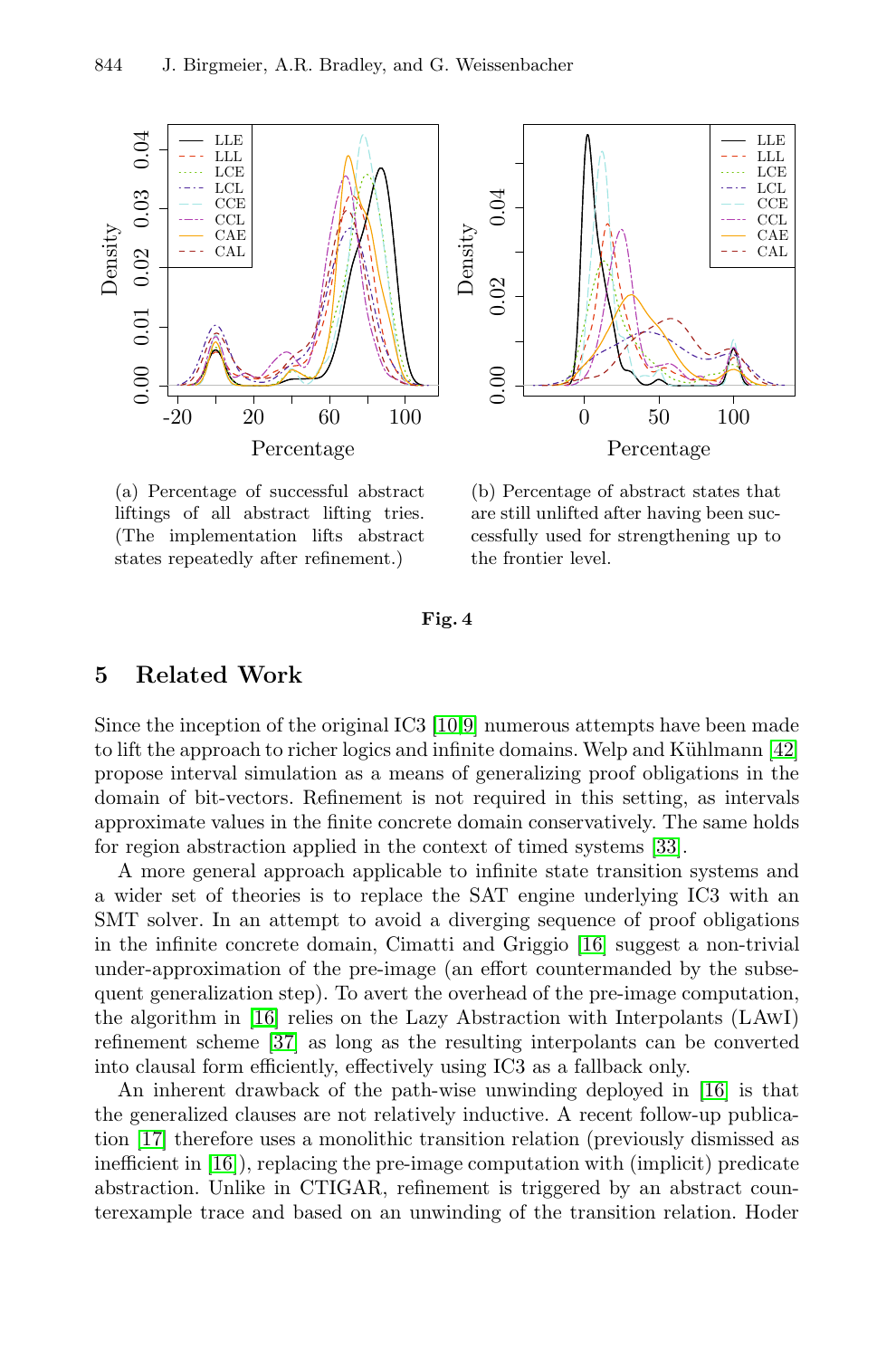(a) Percentage of successful abstract liftings of all abstract lifting tries. (The implementation lifts abstract states repeatedly after refinement.)

(b) Percentage of abstract states that are still unlifted after having been successfully used for strengthening up to the frontier level.

**Fig. 4**

## 5 Related Work

Since the inception of the original IC3 [10,9] numerous attempts have been made to lift the approach to richer logics and infinite domains. Welp and Kühlmann [42] propose interval simulation as a means of generalizing proof obligations in the domain of bit-vectors. Refinement is not required in this setting, as intervals approximate values in the finite concrete domain conservatively. The same holds for region abstraction applied in the context of timed systems [33].

A more general approach applicable to infinite state transition systems and a wider set of theories is to replace the SAT engine underlying IC3 with an SMT solver. In an attempt to avoid a diverging sequence of proof obligations in the infinite concrete domain, Cimatti and Griggio [16] suggest a non-trivial under-approximation of the pre-image (an effort countermanded by the subsequent generalization step). To avert the overhead of the pre-image computation, the algorithm in [16] relies on the Lazy Abstraction with Interpolants (LAwI) refinement scheme [37] as long as the resulting interpolants can be converted into clausal form efficiently, effectively using IC3 as a fallback only.

An inherent drawback of the path-wise unwinding deployed in [16] is that the generalized clauses are not relatively inductive. A recent follow-up publication [17] therefore uses a monolithic transition relation (previously dismissed as inefficient in [16]), replacing the pre-image computation with (implicit) predicate abstraction. Unlike in CTIGAR, refinement is triggered by an abstract counterexample trace and based on an unwinding of the transition relation. Hoder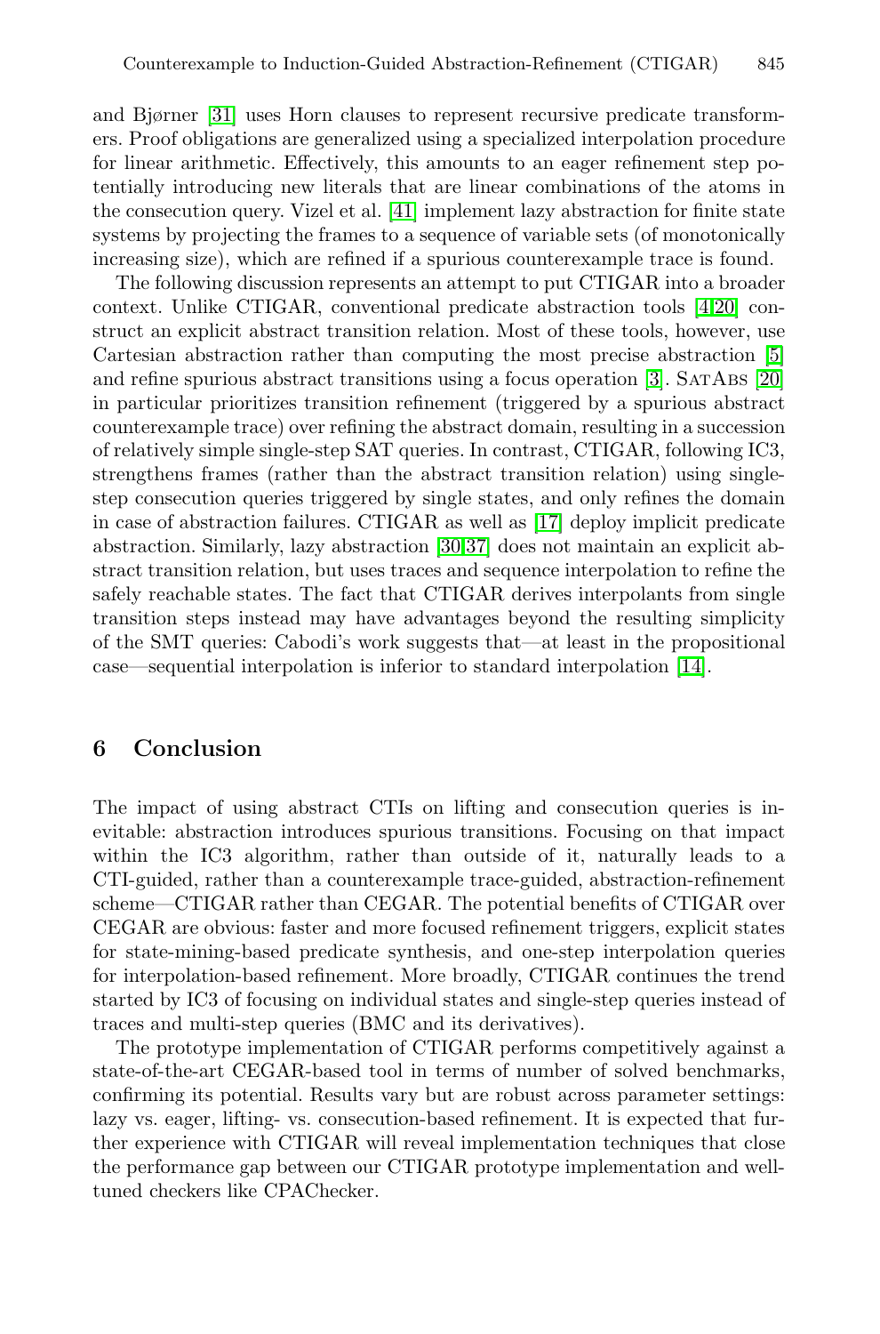and Bjørner [31] uses Horn clauses to represent recursive predicate transformers. Proof obligations are generalized using a specialized interpolation procedure for linear arithmetic. Effectively, this amounts to an eager refinement step potentially introducing new literals that are linear combinations of the atoms in the consecution query. Vizel et al. [41] implement lazy abstraction for finite state systems by projecting the frames to a sequence of variable sets (of monotonically increasing size), which are refined if a spurious counterexample trace is found.

The following discussion represents an attempt to put CTIGAR into a broader context. Unlike CTIGAR, conventional predicate abstraction tools [4,20] construct an explicit abstract transition relation. Most of these tools, however, use Cartesian abstraction rather than computing the most precise abstraction [5] and refine spurious abstract transitions using a focus operation [3]. SatAbs [20] in particular prioritizes transition refinement (triggered by a spurious abstract counterexample trace) over refining the abstract domain, resulting in a succession of relatively simple single-step SAT queries. In contrast, CTIGAR, following IC3, strengthens frames (rather than the abstract transition relation) using single-step consecution queries triggered by single states, and only refines the domain in case of abstraction failures. CTIGAR as well as [17] deploy implicit predicate abstraction. Similarly, lazy abstraction [30,37] does not maintain an explicit abstract transition relation, but uses traces and sequence interpolation to refine the safely reachable states. The fact that CTIGAR derives interpolants from single transition steps instead may have advantages beyond the resulting simplicity of the SMT queries: Cabodi's work suggests that—at least in the propositional case—sequential interpolation is inferior to standard interpolation [14].

## 6 Conclusion

The impact of using abstract CTIs on lifting and consecution queries is inevitable: abstraction introduces spurious transitions. Focusing on that impact within the IC3 algorithm, rather than outside of it, naturally leads to a CTI-guided, rather than a counterexample trace-guided, abstraction-refinement scheme—CTIGAR rather than CEGAR. The potential benefits of CTIGAR over CEGAR are obvious: faster and more focused refinement triggers, explicit states for state-mining-based predicate synthesis, and one-step interpolation queries for interpolation-based refinement. More broadly, CTIGAR continues the trend started by IC3 of focusing on individual states and single-step queries instead of traces and multi-step queries (BMC and its derivatives).

The prototype implementation of CTIGAR performs competitively against a state-of-the-art CEGAR-based tool in terms of number of solved benchmarks, confirming its potential. Results vary but are robust across parameter settings: lazy vs. eager, lifting- vs. consecution-based refinement. It is expected that further experience with CTIGAR will reveal implementation techniques that close the performance gap between our CTIGAR prototype implementation and well-tuned checkers like CPAChecker.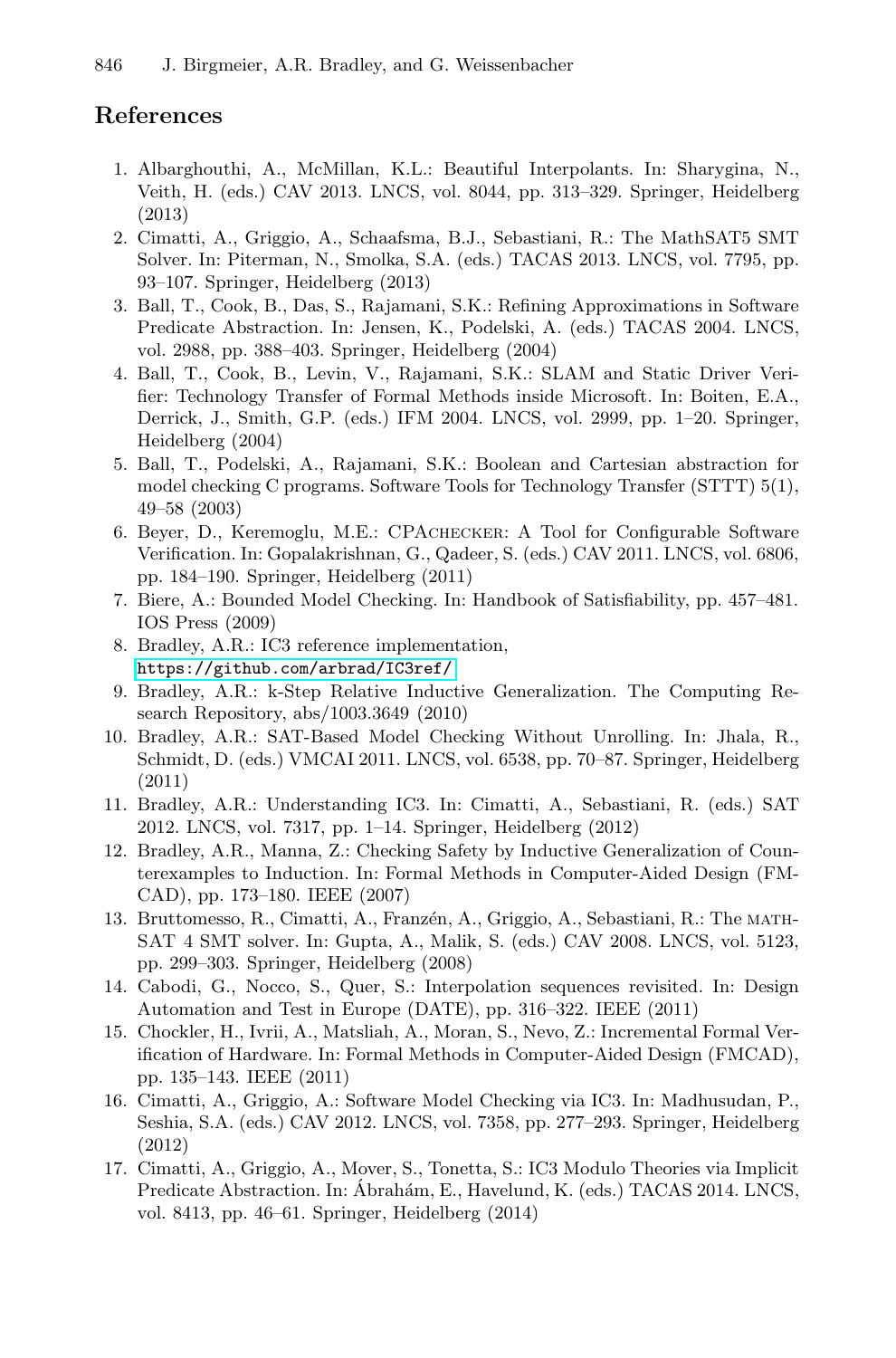## References

1. Albarghouthi, A., McMillan, K.L.: Beautiful Interpolants. In: Sharygina, N., Veith, H. (eds.) CAV 2013. LNCS, vol. 8044, pp. 313–329. Springer, Heidelberg (2013)
2. Cimatti, A., Griggio, A., Schaafsma, B.J., Sebastiani, R.: The MathSAT5 SMT Solver. In: Piterman, N., Smolka, S.A. (eds.) TACAS 2013. LNCS, vol. 7795, pp. 93–107. Springer, Heidelberg (2013)
3. Ball, T., Cook, B., Das, S., Rajamani, S.K.: Refining Approximations in Software Predicate Abstraction. In: Jensen, K., Podelski, A. (eds.) TACAS 2004. LNCS, vol. 2988, pp. 388–403. Springer, Heidelberg (2004)
4. Ball, T., Cook, B., Levin, V., Rajamani, S.K.: SLAM and Static Driver Verifier: Technology Transfer of Formal Methods inside Microsoft. In: Boiten, E.A., Derrick, J., Smith, G.P. (eds.) IFM 2004. LNCS, vol. 2999, pp. 1–20. Springer, Heidelberg (2004)
5. Ball, T., Podelski, A., Rajamani, S.K.: Boolean and Cartesian abstraction for model checking C programs. Software Tools for Technology Transfer (STTT) 5(1), 49–58 (2003)
6. Beyer, D., Keremoglu, M.E.: CPAchecker: A Tool for Configurable Software Verification. In: Gopalakrishnan, G., Qadeer, S. (eds.) CAV 2011. LNCS, vol. 6806, pp. 184–190. Springer, Heidelberg (2011)
7. Biere, A.: Bounded Model Checking. In: Handbook of Satisfiability, pp. 457–481. IOS Press (2009)
8. Bradley, A.R.: IC3 reference implementation, https://github.com/arbrad/IC3ref/
9. Bradley, A.R.: k-Step Relative Inductive Generalization. The Computing Research Repository, abs/1003.3649 (2010)
10. Bradley, A.R.: SAT-Based Model Checking Without Unrolling. In: Jhala, R., Schmidt, D. (eds.) VMCAI 2011. LNCS, vol. 6538, pp. 70–87. Springer, Heidelberg (2011)
11. Bradley, A.R.: Understanding IC3. In: Cimatti, A., Sebastiani, R. (eds.) SAT 2012. LNCS, vol. 7317, pp. 1–14. Springer, Heidelberg (2012)
12. Bradley, A.R., Manna, Z.: Checking Safety by Inductive Generalization of Counterexamples to Induction. In: Formal Methods in Computer-Aided Design (FMCAD), pp. 173–180. IEEE (2007)
13. Bruttomesso, R., Cimatti, A., Franzén, A., Griggio, A., Sebastiani, R.: The MathSAT 4 SMT solver. In: Gupta, A., Malik, S. (eds.) CAV 2008. LNCS, vol. 5123, pp. 299–303. Springer, Heidelberg (2008)
14. Cabodi, G., Nocco, S., Quer, S.: Interpolation sequences revisited. In: Design Automation and Test in Europe (DATE), pp. 316–322. IEEE (2011)
15. Chockler, H., Ivrii, A., Matsliah, A., Moran, S., Nevo, Z.: Incremental Formal Verification of Hardware. In: Formal Methods in Computer-Aided Design (FMCAD), pp. 135–143. IEEE (2011)
16. Cimatti, A., Griggio, A.: Software Model Checking via IC3. In: Madhusudan, P., Seshia, S.A. (eds.) CAV 2012. LNCS, vol. 7358, pp. 277–293. Springer, Heidelberg (2012)
17. Cimatti, A., Griggio, A., Mover, S., Tonetta, S.: IC3 Modulo Theories via Implicit Predicate Abstraction. In: Ábrahám, E., Havelund, K. (eds.) TACAS 2014. LNCS, vol. 8413, pp. 46–61. Springer, Heidelberg (2014)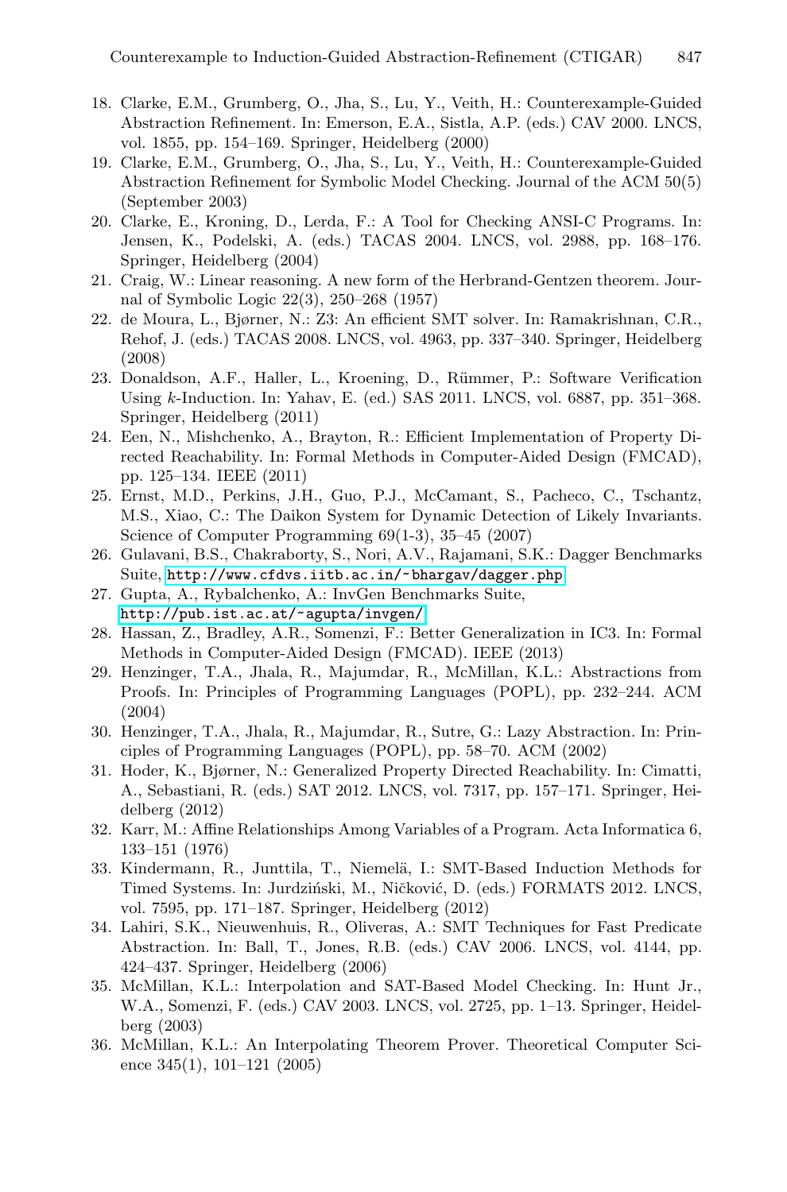18. Clarke, E.M., Grumberg, O., Jha, S., Lu, Y., Veith, H.: Counterexample-Guided Abstraction Refinement. In: Emerson, E.A., Sistla, A.P. (eds.) CAV 2000. LNCS, vol. 1855, pp. 154–169. Springer, Heidelberg (2000)
19. Clarke, E.M., Grumberg, O., Jha, S., Lu, Y., Veith, H.: Counterexample-Guided Abstraction Refinement for Symbolic Model Checking. Journal of the ACM 50(5) (September 2003)
20. Clarke, E., Kroning, D., Lerda, F.: A Tool for Checking ANSI-C Programs. In: Jensen, K., Podelski, A. (eds.) TACAS 2004. LNCS, vol. 2988, pp. 168–176. Springer, Heidelberg (2004)
21. Craig, W.: Linear reasoning. A new form of the Herbrand-Gentzen theorem. Journal of Symbolic Logic 22(3), 250–268 (1957)
22. de Moura, L., Bjørner, N.: Z3: An efficient SMT solver. In: Ramakrishnan, C.R., Rehof, J. (eds.) TACAS 2008. LNCS, vol. 4963, pp. 337–340. Springer, Heidelberg (2008)
23. Donaldson, A.F., Haller, L., Kroening, D., Rümmer, P.: Software Verification Using $k$-Induction. In: Yahav, E. (ed.) SAS 2011. LNCS, vol. 6887, pp. 351–368. Springer, Heidelberg (2011)
24. Een, N., Mishchenko, A., Brayton, R.: Efficient Implementation of Property Directed Reachability. In: Formal Methods in Computer-Aided Design (FMCAD), pp. 125–134. IEEE (2011)
25. Ernst, M.D., Perkins, J.H., Guo, P.J., McCamant, S., Pacheco, C., Tschantz, M.S., Xiao, C.: The Daikon System for Dynamic Detection of Likely Invariants. Science of Computer Programming 69(1-3), 35–45 (2007)
26. Gulavani, B.S., Chakraborty, S., Nori, A.V., Rajamani, S.K.: Dagger Benchmarks Suite, http://www.cfdvs.iitb.ac.in/~bhargav/dagger.php
27. Gupta, A., Rybalchenko, A.: InvGen Benchmarks Suite, http://pub.ist.ac.at/~agupta/invgen/
28. Hassan, Z., Bradley, A.R., Somenzi, F.: Better Generalization in IC3. In: Formal Methods in Computer-Aided Design (FMCAD). IEEE (2013)
29. Henzinger, T.A., Jhala, R., Majumdar, R., McMillan, K.L.: Abstractions from Proofs. In: Principles of Programming Languages (POPL), pp. 232–244. ACM (2004)
30. Henzinger, T.A., Jhala, R., Majumdar, R., Sutre, G.: Lazy Abstraction. In: Principles of Programming Languages (POPL), pp. 58–70. ACM (2002)
31. Hoder, K., Bjørner, N.: Generalized Property Directed Reachability. In: Cimatti, A., Sebastiani, R. (eds.) SAT 2012. LNCS, vol. 7317, pp. 157–171. Springer, Heidelberg (2012)
32. Karr, M.: Affine Relationships Among Variables of a Program. Acta Informatica 6, 133–151 (1976)
33. Kindermann, R., Junttila, T., Niemelä, I.: SMT-Based Induction Methods for Timed Systems. In: Jurdziński, M., Ničković, D. (eds.) FORMATS 2012. LNCS, vol. 7595, pp. 171–187. Springer, Heidelberg (2012)
34. Lahiri, S.K., Nieuwenhuis, R., Oliveras, A.: SMT Techniques for Fast Predicate Abstraction. In: Ball, T., Jones, R.B. (eds.) CAV 2006. LNCS, vol. 4144, pp. 424–437. Springer, Heidelberg (2006)
35. McMillan, K.L.: Interpolation and SAT-Based Model Checking. In: Hunt Jr., W.A., Somenzi, F. (eds.) CAV 2003. LNCS, vol. 2725, pp. 1–13. Springer, Heidelberg (2003)
36. McMillan, K.L.: An Interpolating Theorem Prover. Theoretical Computer Science 345(1), 101–121 (2005)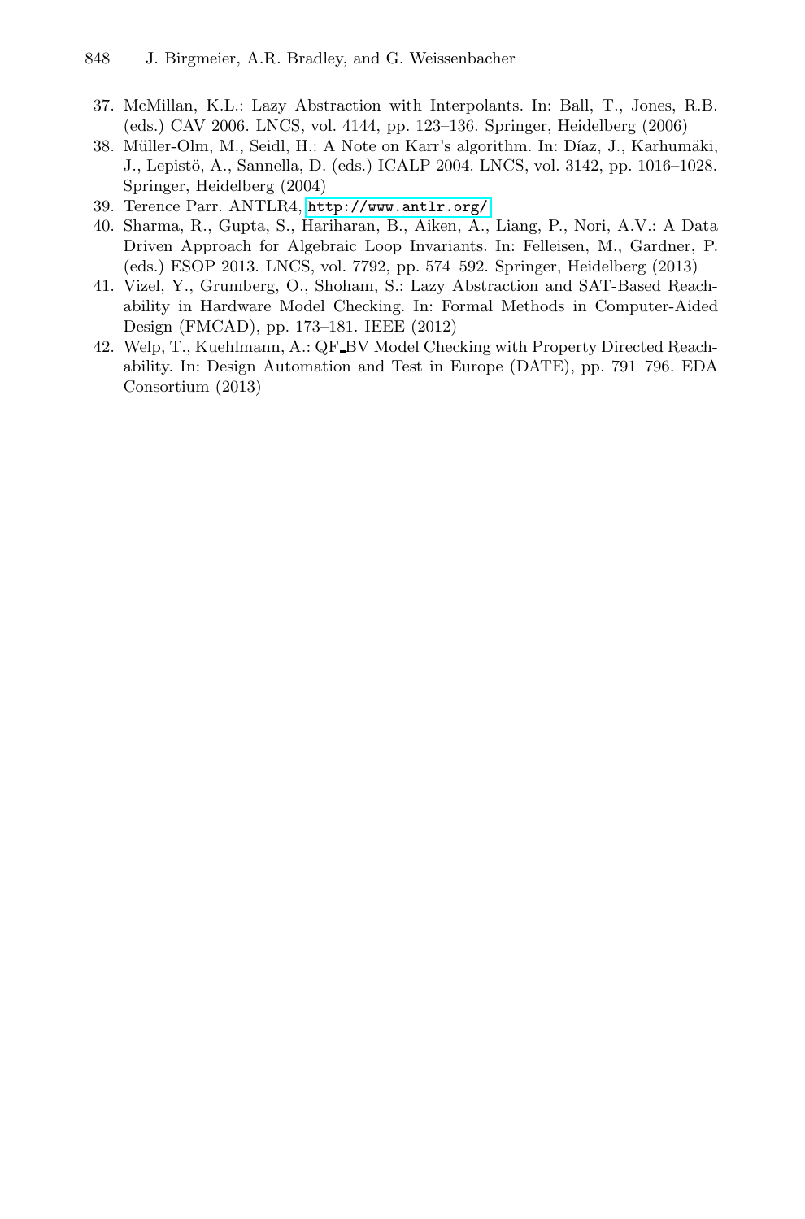37. McMillan, K.L.: Lazy Abstraction with Interpolants. In: Ball, T., Jones, R.B. (eds.) CAV 2006. LNCS, vol. 4144, pp. 123–136. Springer, Heidelberg (2006)
38. Müller-Olm, M., Seidl, H.: A Note on Karr's algorithm. In: Díaz, J., Karhumäki, J., Lepistö, A., Sannella, D. (eds.) ICALP 2004. LNCS, vol. 3142, pp. 1016–1028. Springer, Heidelberg (2004)
39. Terence Parr. ANTLR4, http://www.antlr.org/
40. Sharma, R., Gupta, S., Hariharan, B., Aiken, A., Liang, P., Nori, A.V.: A Data Driven Approach for Algebraic Loop Invariants. In: Felleisen, M., Gardner, P. (eds.) ESOP 2013. LNCS, vol. 7792, pp. 574–592. Springer, Heidelberg (2013)
41. Vizel, Y., Grumberg, O., Shoham, S.: Lazy Abstraction and SAT-Based Reachability in Hardware Model Checking. In: Formal Methods in Computer-Aided Design (FMCAD), pp. 173–181. IEEE (2012)
42. Welp, T., Kuehlmann, A.: QF_BV Model Checking with Property Directed Reachability. In: Design Automation and Test in Europe (DATE), pp. 791–796. EDA Consortium (2013)